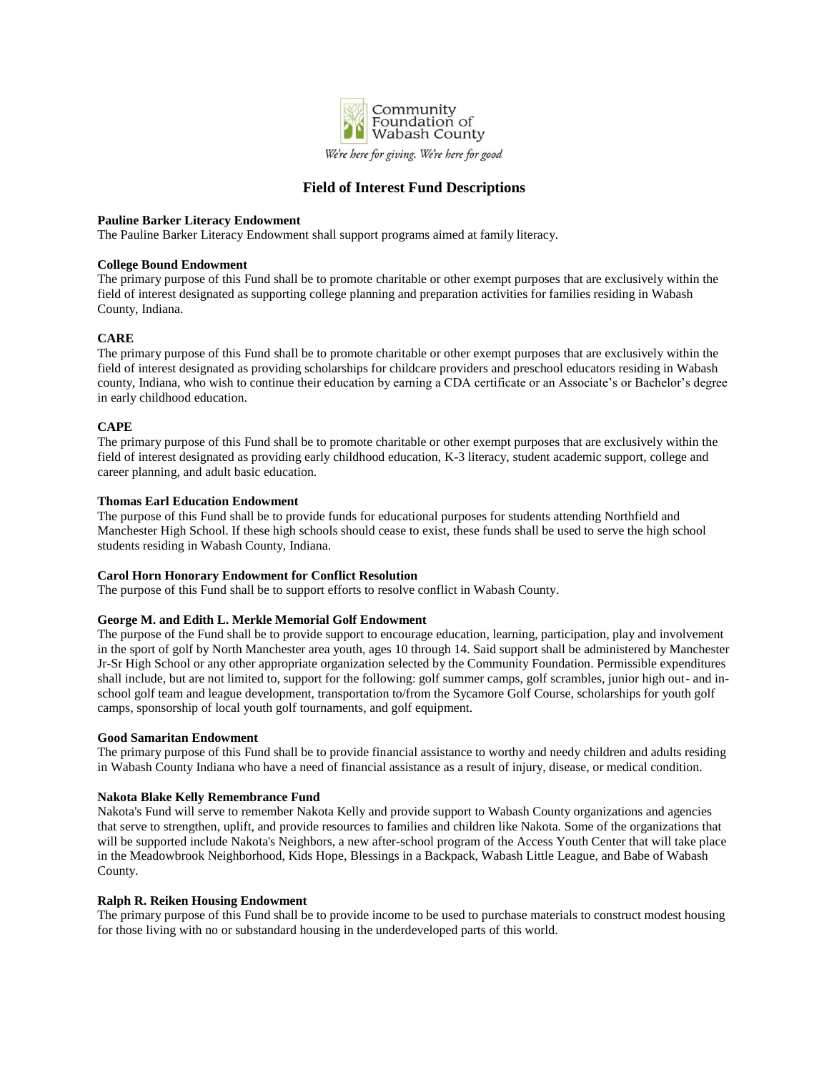Community Foundation of Wabash County

*We're here for giving. We're here for good.*

# Field of Interest Fund Descriptions

**Pauline Barker Literacy Endowment**

The Pauline Barker Literacy Endowment shall support programs aimed at family literacy.

**College Bound Endowment**

The primary purpose of this Fund shall be to promote charitable or other exempt purposes that are exclusively within the field of interest designated as supporting college planning and preparation activities for families residing in Wabash County, Indiana.

**CARE**

The primary purpose of this Fund shall be to promote charitable or other exempt purposes that are exclusively within the field of interest designated as providing scholarships for childcare providers and preschool educators residing in Wabash county, Indiana, who wish to continue their education by earning a CDA certificate or an Associate's or Bachelor's degree in early childhood education.

**CAPE**

The primary purpose of this Fund shall be to promote charitable or other exempt purposes that are exclusively within the field of interest designated as providing early childhood education, K-3 literacy, student academic support, college and career planning, and adult basic education.

**Thomas Earl Education Endowment**

The purpose of this Fund shall be to provide funds for educational purposes for students attending Northfield and Manchester High School. If these high schools should cease to exist, these funds shall be used to serve the high school students residing in Wabash County, Indiana.

**Carol Horn Honorary Endowment for Conflict Resolution**

The purpose of this Fund shall be to support efforts to resolve conflict in Wabash County.

**George M. and Edith L. Merkle Memorial Golf Endowment**

The purpose of the Fund shall be to provide support to encourage education, learning, participation, play and involvement in the sport of golf by North Manchester area youth, ages 10 through 14. Said support shall be administered by Manchester Jr-Sr High School or any other appropriate organization selected by the Community Foundation. Permissible expenditures shall include, but are not limited to, support for the following: golf summer camps, golf scrambles, junior high out- and in-school golf team and league development, transportation to/from the Sycamore Golf Course, scholarships for youth golf camps, sponsorship of local youth golf tournaments, and golf equipment.

**Good Samaritan Endowment**

The primary purpose of this Fund shall be to provide financial assistance to worthy and needy children and adults residing in Wabash County Indiana who have a need of financial assistance as a result of injury, disease, or medical condition.

**Nakota Blake Kelly Remembrance Fund**

Nakota's Fund will serve to remember Nakota Kelly and provide support to Wabash County organizations and agencies that serve to strengthen, uplift, and provide resources to families and children like Nakota. Some of the organizations that will be supported include Nakota's Neighbors, a new after-school program of the Access Youth Center that will take place in the Meadowbrook Neighborhood, Kids Hope, Blessings in a Backpack, Wabash Little League, and Babe of Wabash County.

**Ralph R. Reiken Housing Endowment**

The primary purpose of this Fund shall be to provide income to be used to purchase materials to construct modest housing for those living with no or substandard housing in the underdeveloped parts of this world.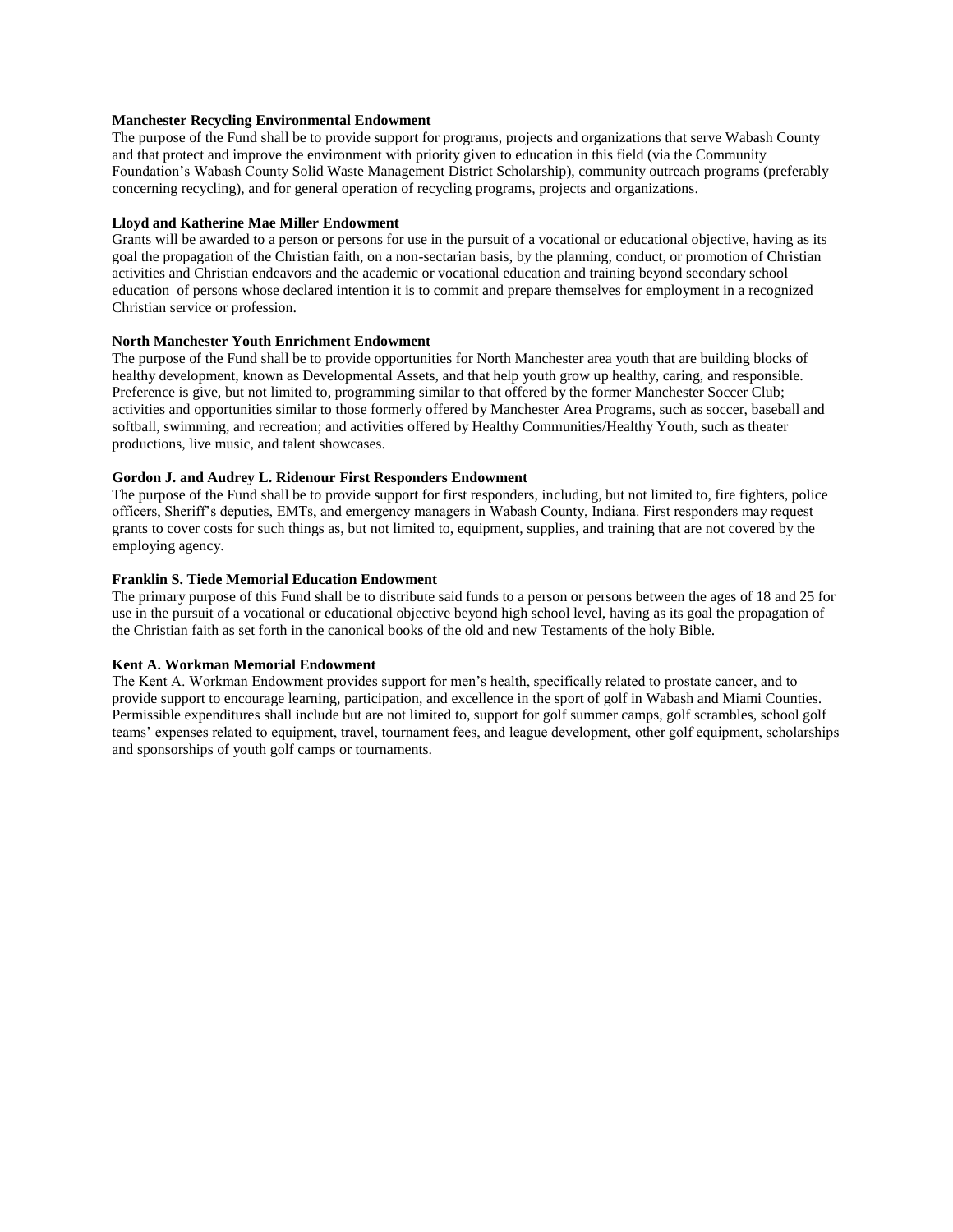**Manchester Recycling Environmental Endowment**

The purpose of the Fund shall be to provide support for programs, projects and organizations that serve Wabash County and that protect and improve the environment with priority given to education in this field (via the Community Foundation's Wabash County Solid Waste Management District Scholarship), community outreach programs (preferably concerning recycling), and for general operation of recycling programs, projects and organizations.

**Lloyd and Katherine Mae Miller Endowment**

Grants will be awarded to a person or persons for use in the pursuit of a vocational or educational objective, having as its goal the propagation of the Christian faith, on a non-sectarian basis, by the planning, conduct, or promotion of Christian activities and Christian endeavors and the academic or vocational education and training beyond secondary school education of persons whose declared intention it is to commit and prepare themselves for employment in a recognized Christian service or profession.

**North Manchester Youth Enrichment Endowment**

The purpose of the Fund shall be to provide opportunities for North Manchester area youth that are building blocks of healthy development, known as Developmental Assets, and that help youth grow up healthy, caring, and responsible. Preference is give, but not limited to, programming similar to that offered by the former Manchester Soccer Club; activities and opportunities similar to those formerly offered by Manchester Area Programs, such as soccer, baseball and softball, swimming, and recreation; and activities offered by Healthy Communities/Healthy Youth, such as theater productions, live music, and talent showcases.

**Gordon J. and Audrey L. Ridenour First Responders Endowment**

The purpose of the Fund shall be to provide support for first responders, including, but not limited to, fire fighters, police officers, Sheriff's deputies, EMTs, and emergency managers in Wabash County, Indiana. First responders may request grants to cover costs for such things as, but not limited to, equipment, supplies, and training that are not covered by the employing agency.

**Franklin S. Tiede Memorial Education Endowment**

The primary purpose of this Fund shall be to distribute said funds to a person or persons between the ages of 18 and 25 for use in the pursuit of a vocational or educational objective beyond high school level, having as its goal the propagation of the Christian faith as set forth in the canonical books of the old and new Testaments of the holy Bible.

**Kent A. Workman Memorial Endowment**

The Kent A. Workman Endowment provides support for men's health, specifically related to prostate cancer, and to provide support to encourage learning, participation, and excellence in the sport of golf in Wabash and Miami Counties. Permissible expenditures shall include but are not limited to, support for golf summer camps, golf scrambles, school golf teams' expenses related to equipment, travel, tournament fees, and league development, other golf equipment, scholarships and sponsorships of youth golf camps or tournaments.